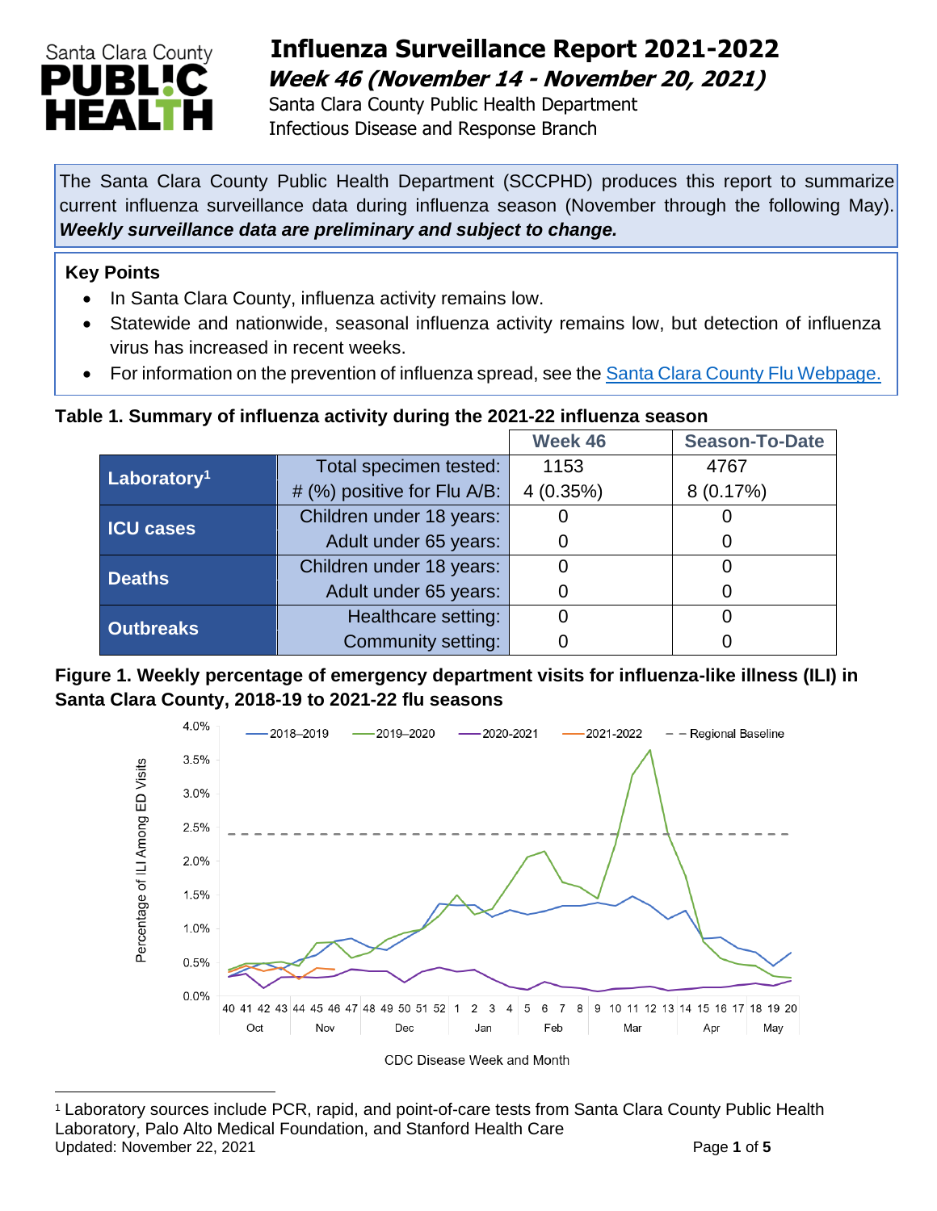# Influenza Surveillance Report 2021-2022

## *Week 46 (November 14 - November 20, 2021)*

Santa Clara County Public Health Department
Infectious Disease and Response Branch

The Santa Clara County Public Health Department (SCCPHD) produces this report to summarize current influenza surveillance data during influenza season (November through the following May). ***Weekly surveillance data are preliminary and subject to change.***

**Key Points**

- In Santa Clara County, influenza activity remains low.
- Statewide and nationwide, seasonal influenza activity remains low, but detection of influenza virus has increased in recent weeks.
- For information on the prevention of influenza spread, see the Santa Clara County Flu Webpage.

**Table 1. Summary of influenza activity during the 2021-22 influenza season**

| | | Week 46 | Season-To-Date |
|---|---|---|---|
| **Laboratory[1]** | Total specimen tested: | 1153 | 4767 |
| | # (%) positive for Flu A/B: | 4 (0.35%) | 8 (0.17%) |
| **ICU cases** | Children under 18 years: | 0 | 0 |
| | Adult under 65 years: | 0 | 0 |
| **Deaths** | Children under 18 years: | 0 | 0 |
| | Adult under 65 years: | 0 | 0 |
| **Outbreaks** | Healthcare setting: | 0 | 0 |
| | Community setting: | 0 | 0 |

**Figure 1. Weekly percentage of emergency department visits for influenza-like illness (ILI) in Santa Clara County, 2018-19 to 2021-22 flu seasons**

[1] Laboratory sources include PCR, rapid, and point-of-care tests from Santa Clara County Public Health Laboratory, Palo Alto Medical Foundation, and Stanford Health Care

Updated: November 22, 2021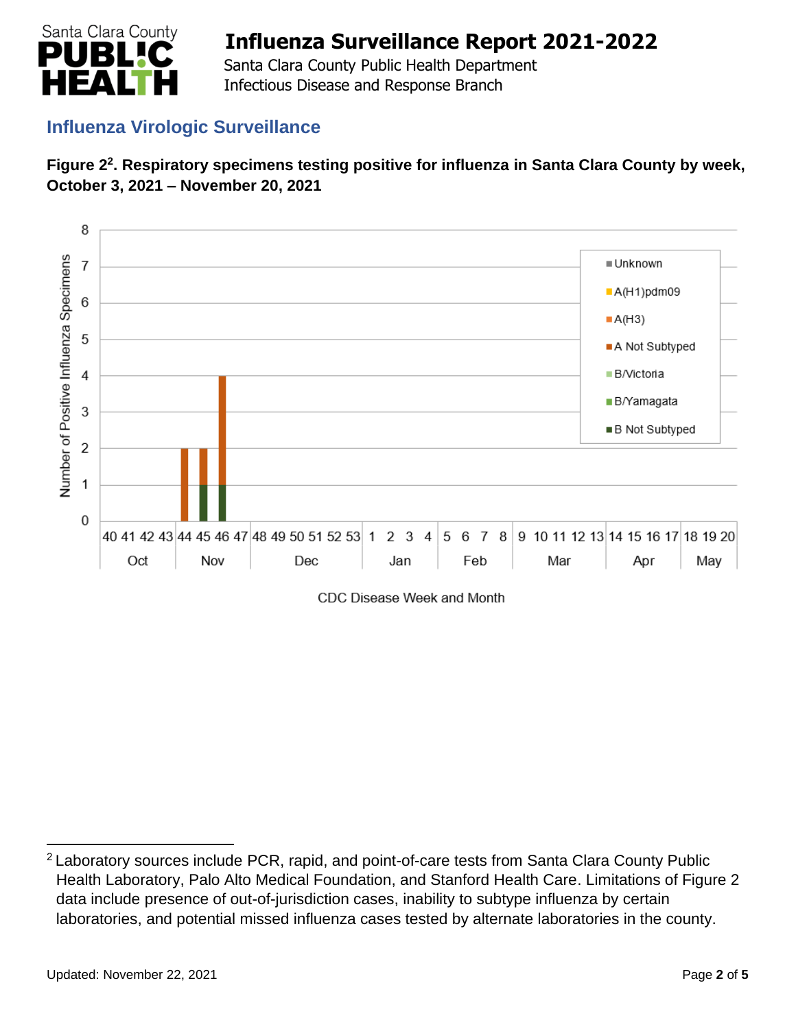## Influenza Virologic Surveillance

**Figure 2[2]. Respiratory specimens testing positive for influenza in Santa Clara County by week, October 3, 2021 – November 20, 2021**

[2] Laboratory sources include PCR, rapid, and point-of-care tests from Santa Clara County Public Health Laboratory, Palo Alto Medical Foundation, and Stanford Health Care. Limitations of Figure 2 data include presence of out-of-jurisdiction cases, inability to subtype influenza by certain laboratories, and potential missed influenza cases tested by alternate laboratories in the county.

Updated: November 22, 2021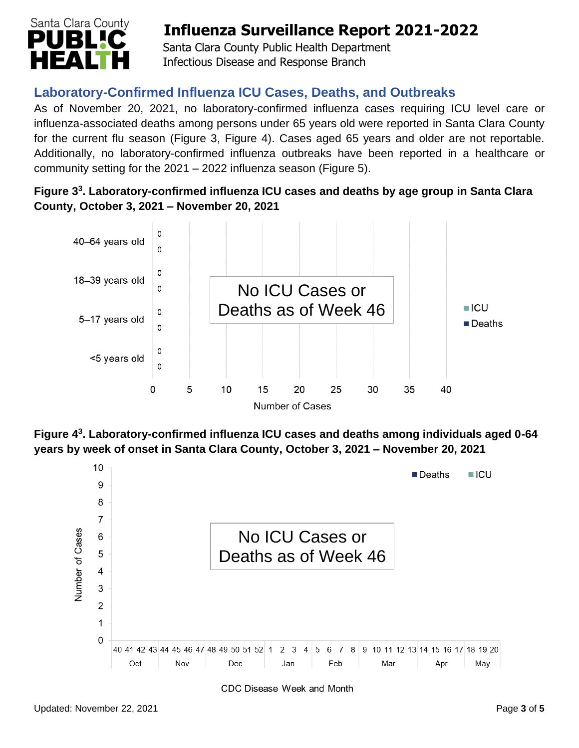## Laboratory-Confirmed Influenza ICU Cases, Deaths, and Outbreaks

As of November 20, 2021, no laboratory-confirmed influenza cases requiring ICU level care or influenza-associated deaths among persons under 65 years old were reported in Santa Clara County for the current flu season (Figure 3, Figure 4). Cases aged 65 years and older are not reportable. Additionally, no laboratory-confirmed influenza outbreaks have been reported in a healthcare or community setting for the 2021 – 2022 influenza season (Figure 5).

**Figure 3[3]. Laboratory-confirmed influenza ICU cases and deaths by age group in Santa Clara County, October 3, 2021 – November 20, 2021**

| Age group | ICU | Deaths |
|---|---|---|
| 40–64 years old | 0 | 0 |
| 18–39 years old | 0 | 0 |
| 5–17 years old | 0 | 0 |
| <5 years old | 0 | 0 |

No ICU Cases or Deaths as of Week 46

**Figure 4[3]. Laboratory-confirmed influenza ICU cases and deaths among individuals aged 0-64 years by week of onset in Santa Clara County, October 3, 2021 – November 20, 2021**

No ICU Cases or Deaths as of Week 46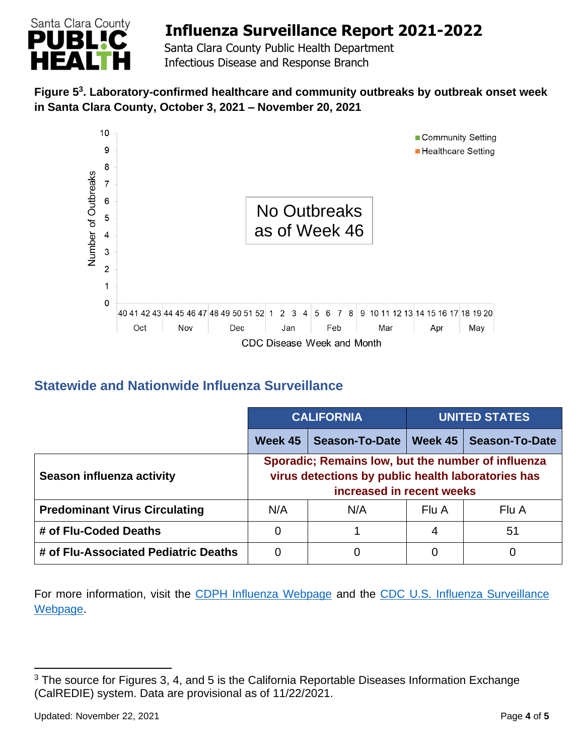**Figure 5[3]. Laboratory-confirmed healthcare and community outbreaks by outbreak onset week in Santa Clara County, October 3, 2021 – November 20, 2021**

No Outbreaks as of Week 46

## Statewide and Nationwide Influenza Surveillance

| | CALIFORNIA | | UNITED STATES | |
|---|---|---|---|---|
| | **Week 45** | **Season-To-Date** | **Week 45** | **Season-To-Date** |
| **Season influenza activity** | Sporadic; Remains low, but the number of influenza virus detections by public health laboratories has increased in recent weeks | | | |
| **Predominant Virus Circulating** | N/A | N/A | Flu A | Flu A |
| **# of Flu-Coded Deaths** | 0 | 1 | 4 | 51 |
| **# of Flu-Associated Pediatric Deaths** | 0 | 0 | 0 | 0 |

For more information, visit the CDPH Influenza Webpage and the CDC U.S. Influenza Surveillance Webpage.

[3] The source for Figures 3, 4, and 5 is the California Reportable Diseases Information Exchange (CalREDIE) system. Data are provisional as of 11/22/2021.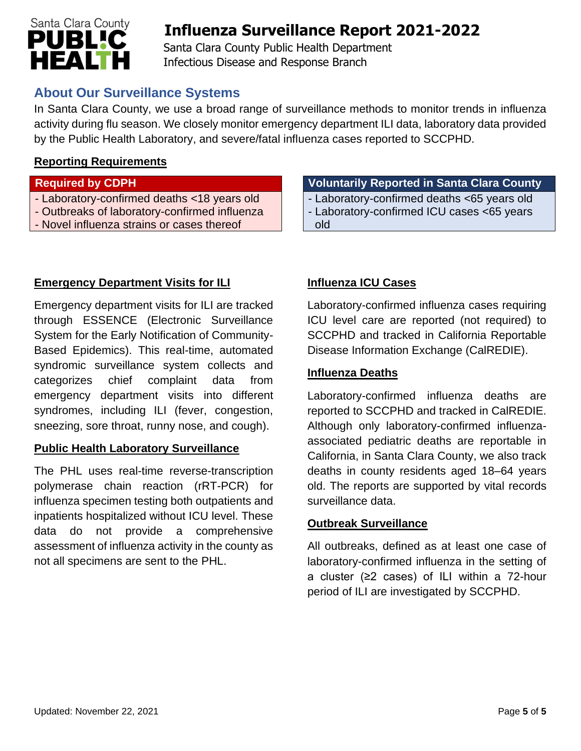# Influenza Surveillance Report 2021-2022

Santa Clara County Public Health Department
Infectious Disease and Response Branch

## About Our Surveillance Systems

In Santa Clara County, we use a broad range of surveillance methods to monitor trends in influenza activity during flu season. We closely monitor emergency department ILI data, laboratory data provided by the Public Health Laboratory, and severe/fatal influenza cases reported to SCCPHD.

### Reporting Requirements

**Required by CDPH**

- Laboratory-confirmed deaths <18 years old
- Outbreaks of laboratory-confirmed influenza
- Novel influenza strains or cases thereof

**Voluntarily Reported in Santa Clara County**

- Laboratory-confirmed deaths <65 years old
- Laboratory-confirmed ICU cases <65 years old

### Emergency Department Visits for ILI

Emergency department visits for ILI are tracked through ESSENCE (Electronic Surveillance System for the Early Notification of Community-Based Epidemics). This real-time, automated syndromic surveillance system collects and categorizes chief complaint data from emergency department visits into different syndromes, including ILI (fever, congestion, sneezing, sore throat, runny nose, and cough).

### Public Health Laboratory Surveillance

The PHL uses real-time reverse-transcription polymerase chain reaction (rRT-PCR) for influenza specimen testing both outpatients and inpatients hospitalized without ICU level. These data do not provide a comprehensive assessment of influenza activity in the county as not all specimens are sent to the PHL.

### Influenza ICU Cases

Laboratory-confirmed influenza cases requiring ICU level care are reported (not required) to SCCPHD and tracked in California Reportable Disease Information Exchange (CalREDIE).

### Influenza Deaths

Laboratory-confirmed influenza deaths are reported to SCCPHD and tracked in CalREDIE. Although only laboratory-confirmed influenza-associated pediatric deaths are reportable in California, in Santa Clara County, we also track deaths in county residents aged 18–64 years old. The reports are supported by vital records surveillance data.

### Outbreak Surveillance

All outbreaks, defined as at least one case of laboratory-confirmed influenza in the setting of a cluster (≥2 cases) of ILI within a 72-hour period of ILI are investigated by SCCPHD.

Updated: November 22, 2021